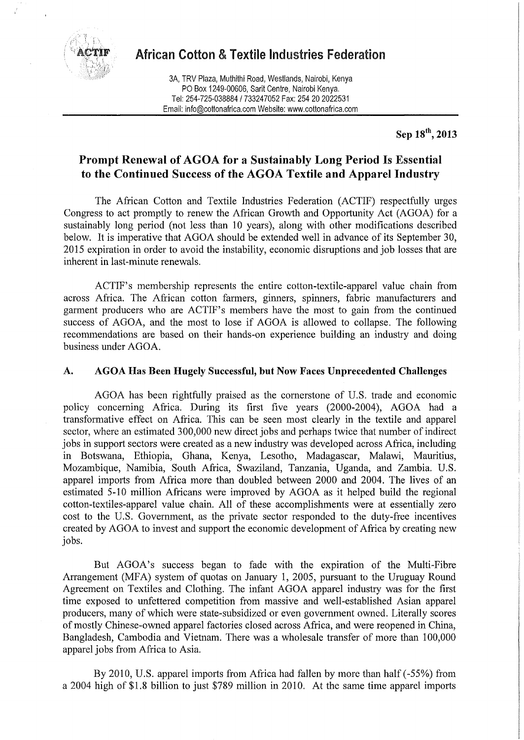# African Cotton & Textile Industries Federation

3A, TRV Plaza, Muthithi Road, Westlands, Nairobi, Kenya
PO Box 1249-00606, Sarit Centre, Nairobi Kenya.
Tel: 254-725-038884 / 733247052 Fax: 254 20 2022531
Email: info@cottonafrica.com Website: www.cottonafrica.com

**Sep 18th, 2013**

## Prompt Renewal of AGOA for a Sustainably Long Period Is Essential to the Continued Success of the AGOA Textile and Apparel Industry

The African Cotton and Textile Industries Federation (ACTIF) respectfully urges Congress to act promptly to renew the African Growth and Opportunity Act (AGOA) for a sustainably long period (not less than 10 years), along with other modifications described below. It is imperative that AGOA should be extended well in advance of its September 30, 2015 expiration in order to avoid the instability, economic disruptions and job losses that are inherent in last-minute renewals.

ACTIF's membership represents the entire cotton-textile-apparel value chain from across Africa. The African cotton farmers, ginners, spinners, fabric manufacturers and garment producers who are ACTIF's members have the most to gain from the continued success of AGOA, and the most to lose if AGOA is allowed to collapse. The following recommendations are based on their hands-on experience building an industry and doing business under AGOA.

### A. AGOA Has Been Hugely Successful, but Now Faces Unprecedented Challenges

AGOA has been rightfully praised as the cornerstone of U.S. trade and economic policy concerning Africa. During its first five years (2000-2004), AGOA had a transformative effect on Africa. This can be seen most clearly in the textile and apparel sector, where an estimated 300,000 new direct jobs and perhaps twice that number of indirect jobs in support sectors were created as a new industry was developed across Africa, including in Botswana, Ethiopia, Ghana, Kenya, Lesotho, Madagascar, Malawi, Mauritius, Mozambique, Namibia, South Africa, Swaziland, Tanzania, Uganda, and Zambia. U.S. apparel imports from Africa more than doubled between 2000 and 2004. The lives of an estimated 5-10 million Africans were improved by AGOA as it helped build the regional cotton-textiles-apparel value chain. All of these accomplishments were at essentially zero cost to the U.S. Government, as the private sector responded to the duty-free incentives created by AGOA to invest and support the economic development of Africa by creating new jobs.

But AGOA's success began to fade with the expiration of the Multi-Fibre Arrangement (MFA) system of quotas on January 1, 2005, pursuant to the Uruguay Round Agreement on Textiles and Clothing. The infant AGOA apparel industry was for the first time exposed to unfettered competition from massive and well-established Asian apparel producers, many of which were state-subsidized or even government owned. Literally scores of mostly Chinese-owned apparel factories closed across Africa, and were reopened in China, Bangladesh, Cambodia and Vietnam. There was a wholesale transfer of more than 100,000 apparel jobs from Africa to Asia.

By 2010, U.S. apparel imports from Africa had fallen by more than half (-55%) from a 2004 high of $1.8 billion to just $789 million in 2010. At the same time apparel imports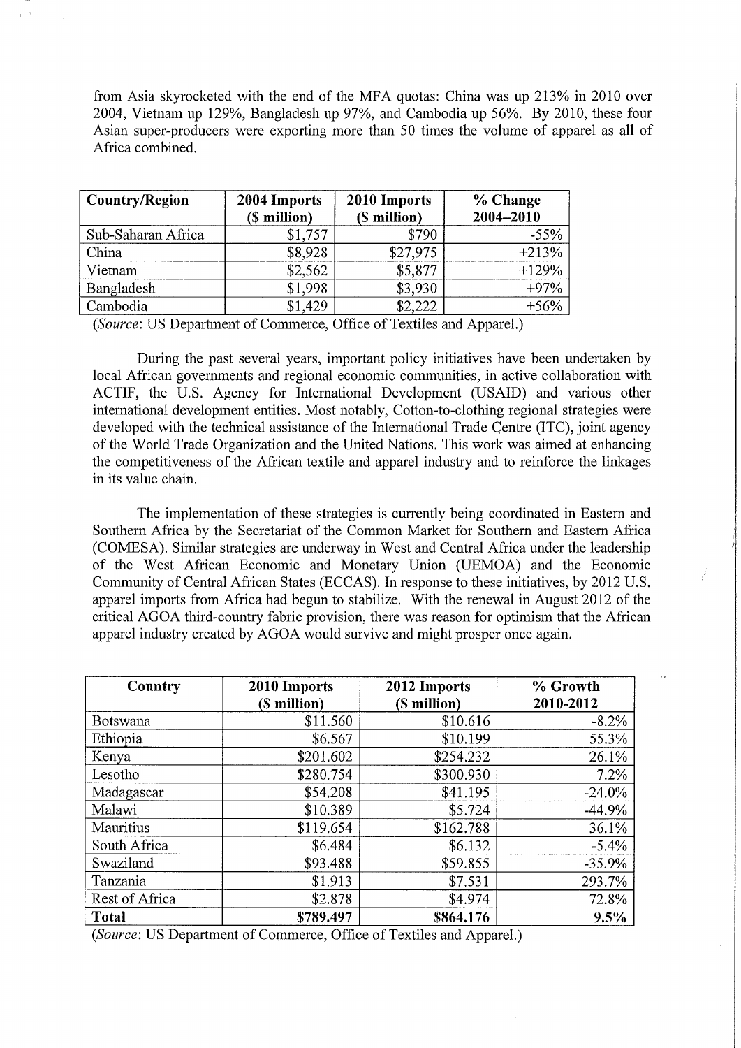from Asia skyrocketed with the end of the MFA quotas: China was up 213% in 2010 over 2004, Vietnam up 129%, Bangladesh up 97%, and Cambodia up 56%. By 2010, these four Asian super-producers were exporting more than 50 times the volume of apparel as all of Africa combined.

| Country/Region | 2004 Imports ($ million) | 2010 Imports ($ million) | % Change 2004–2010 |
|---|---|---|---|
| Sub-Saharan Africa | $1,757 | $790 | -55% |
| China | $8,928 | $27,975 | +213% |
| Vietnam | $2,562 | $5,877 | +129% |
| Bangladesh | $1,998 | $3,930 | +97% |
| Cambodia | $1,429 | $2,222 | +56% |

(*Source*: US Department of Commerce, Office of Textiles and Apparel.)

During the past several years, important policy initiatives have been undertaken by local African governments and regional economic communities, in active collaboration with ACTIF, the U.S. Agency for International Development (USAID) and various other international development entities. Most notably, Cotton-to-clothing regional strategies were developed with the technical assistance of the International Trade Centre (ITC), joint agency of the World Trade Organization and the United Nations. This work was aimed at enhancing the competitiveness of the African textile and apparel industry and to reinforce the linkages in its value chain.

The implementation of these strategies is currently being coordinated in Eastern and Southern Africa by the Secretariat of the Common Market for Southern and Eastern Africa (COMESA). Similar strategies are underway in West and Central Africa under the leadership of the West African Economic and Monetary Union (UEMOA) and the Economic Community of Central African States (ECCAS). In response to these initiatives, by 2012 U.S. apparel imports from Africa had begun to stabilize. With the renewal in August 2012 of the critical AGOA third-country fabric provision, there was reason for optimism that the African apparel industry created by AGOA would survive and might prosper once again.

| Country | 2010 Imports ($ million) | 2012 Imports ($ million) | % Growth 2010-2012 |
|---|---|---|---|
| Botswana | $11.560 | $10.616 | -8.2% |
| Ethiopia | $6.567 | $10.199 | 55.3% |
| Kenya | $201.602 | $254.232 | 26.1% |
| Lesotho | $280.754 | $300.930 | 7.2% |
| Madagascar | $54.208 | $41.195 | -24.0% |
| Malawi | $10.389 | $5.724 | -44.9% |
| Mauritius | $119.654 | $162.788 | 36.1% |
| South Africa | $6.484 | $6.132 | -5.4% |
| Swaziland | $93.488 | $59.855 | -35.9% |
| Tanzania | $1.913 | $7.531 | 293.7% |
| Rest of Africa | $2.878 | $4.974 | 72.8% |
| **Total** | **$789.497** | **$864.176** | **9.5%** |

(*Source*: US Department of Commerce, Office of Textiles and Apparel.)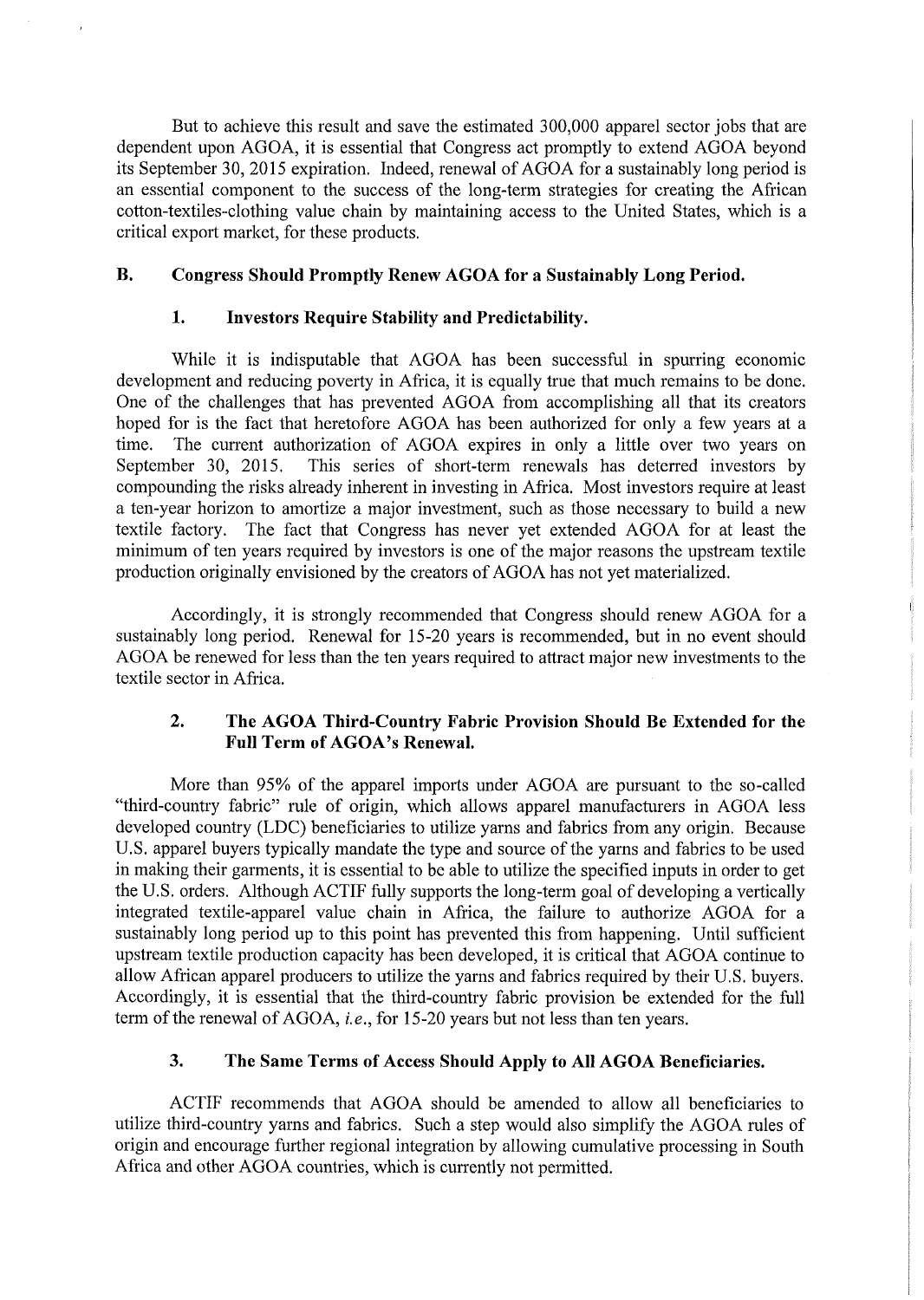But to achieve this result and save the estimated 300,000 apparel sector jobs that are dependent upon AGOA, it is essential that Congress act promptly to extend AGOA beyond its September 30, 2015 expiration. Indeed, renewal of AGOA for a sustainably long period is an essential component to the success of the long-term strategies for creating the African cotton-textiles-clothing value chain by maintaining access to the United States, which is a critical export market, for these products.

## B. Congress Should Promptly Renew AGOA for a Sustainably Long Period.

### 1. Investors Require Stability and Predictability.

While it is indisputable that AGOA has been successful in spurring economic development and reducing poverty in Africa, it is equally true that much remains to be done. One of the challenges that has prevented AGOA from accomplishing all that its creators hoped for is the fact that heretofore AGOA has been authorized for only a few years at a time. The current authorization of AGOA expires in only a little over two years on September 30, 2015. This series of short-term renewals has deterred investors by compounding the risks already inherent in investing in Africa. Most investors require at least a ten-year horizon to amortize a major investment, such as those necessary to build a new textile factory. The fact that Congress has never yet extended AGOA for at least the minimum of ten years required by investors is one of the major reasons the upstream textile production originally envisioned by the creators of AGOA has not yet materialized.

Accordingly, it is strongly recommended that Congress should renew AGOA for a sustainably long period. Renewal for 15-20 years is recommended, but in no event should AGOA be renewed for less than the ten years required to attract major new investments to the textile sector in Africa.

### 2. The AGOA Third-Country Fabric Provision Should Be Extended for the Full Term of AGOA's Renewal.

More than 95% of the apparel imports under AGOA are pursuant to the so-called "third-country fabric" rule of origin, which allows apparel manufacturers in AGOA less developed country (LDC) beneficiaries to utilize yarns and fabrics from any origin. Because U.S. apparel buyers typically mandate the type and source of the yarns and fabrics to be used in making their garments, it is essential to be able to utilize the specified inputs in order to get the U.S. orders. Although ACTIF fully supports the long-term goal of developing a vertically integrated textile-apparel value chain in Africa, the failure to authorize AGOA for a sustainably long period up to this point has prevented this from happening. Until sufficient upstream textile production capacity has been developed, it is critical that AGOA continue to allow African apparel producers to utilize the yarns and fabrics required by their U.S. buyers. Accordingly, it is essential that the third-country fabric provision be extended for the full term of the renewal of AGOA, *i.e.*, for 15-20 years but not less than ten years.

### 3. The Same Terms of Access Should Apply to All AGOA Beneficiaries.

ACTIF recommends that AGOA should be amended to allow all beneficiaries to utilize third-country yarns and fabrics. Such a step would also simplify the AGOA rules of origin and encourage further regional integration by allowing cumulative processing in South Africa and other AGOA countries, which is currently not permitted.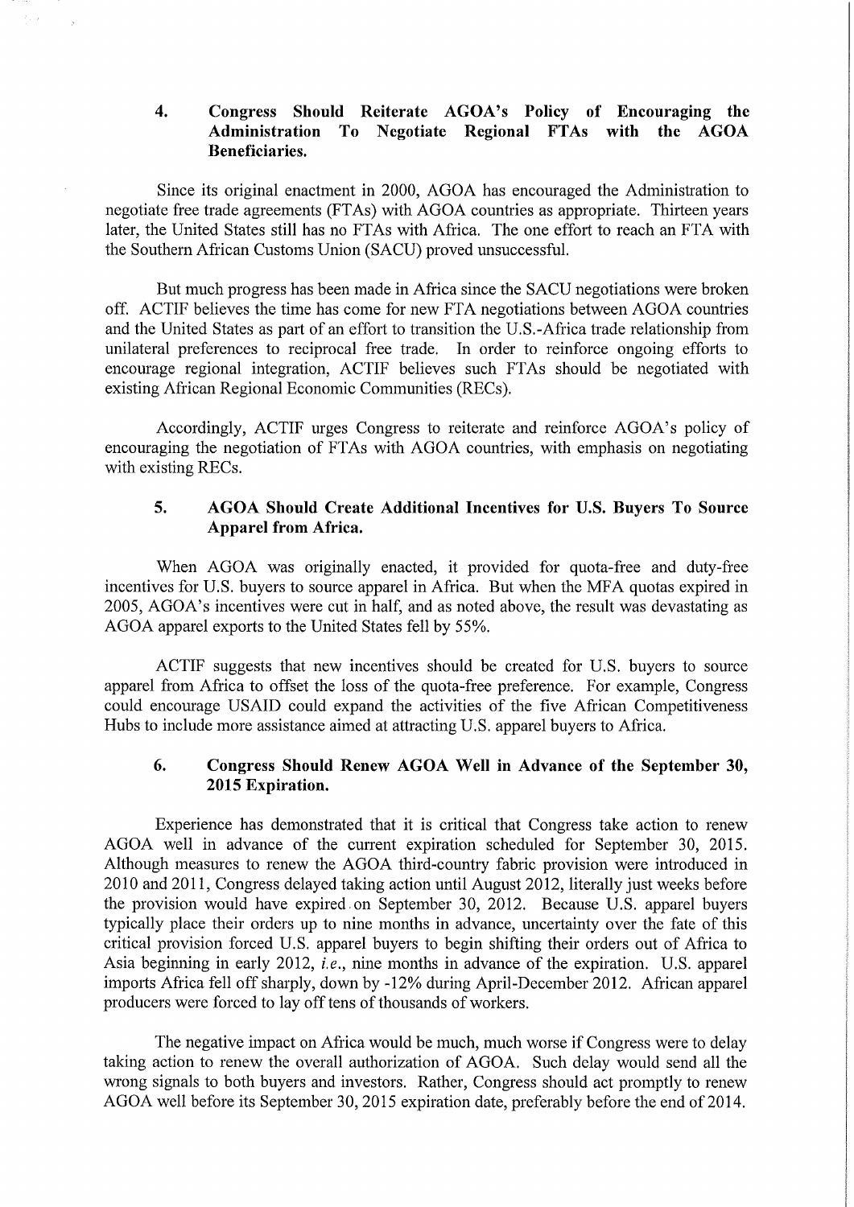### 4. Congress Should Reiterate AGOA's Policy of Encouraging the Administration To Negotiate Regional FTAs with the AGOA Beneficiaries.

Since its original enactment in 2000, AGOA has encouraged the Administration to negotiate free trade agreements (FTAs) with AGOA countries as appropriate. Thirteen years later, the United States still has no FTAs with Africa. The one effort to reach an FTA with the Southern African Customs Union (SACU) proved unsuccessful.

But much progress has been made in Africa since the SACU negotiations were broken off. ACTIF believes the time has come for new FTA negotiations between AGOA countries and the United States as part of an effort to transition the U.S.-Africa trade relationship from unilateral preferences to reciprocal free trade. In order to reinforce ongoing efforts to encourage regional integration, ACTIF believes such FTAs should be negotiated with existing African Regional Economic Communities (RECs).

Accordingly, ACTIF urges Congress to reiterate and reinforce AGOA's policy of encouraging the negotiation of FTAs with AGOA countries, with emphasis on negotiating with existing RECs.

### 5. AGOA Should Create Additional Incentives for U.S. Buyers To Source Apparel from Africa.

When AGOA was originally enacted, it provided for quota-free and duty-free incentives for U.S. buyers to source apparel in Africa. But when the MFA quotas expired in 2005, AGOA's incentives were cut in half, and as noted above, the result was devastating as AGOA apparel exports to the United States fell by 55%.

ACTIF suggests that new incentives should be created for U.S. buyers to source apparel from Africa to offset the loss of the quota-free preference. For example, Congress could encourage USAID could expand the activities of the five African Competitiveness Hubs to include more assistance aimed at attracting U.S. apparel buyers to Africa.

### 6. Congress Should Renew AGOA Well in Advance of the September 30, 2015 Expiration.

Experience has demonstrated that it is critical that Congress take action to renew AGOA well in advance of the current expiration scheduled for September 30, 2015. Although measures to renew the AGOA third-country fabric provision were introduced in 2010 and 2011, Congress delayed taking action until August 2012, literally just weeks before the provision would have expired on September 30, 2012. Because U.S. apparel buyers typically place their orders up to nine months in advance, uncertainty over the fate of this critical provision forced U.S. apparel buyers to begin shifting their orders out of Africa to Asia beginning in early 2012, *i.e.*, nine months in advance of the expiration. U.S. apparel imports Africa fell off sharply, down by -12% during April-December 2012. African apparel producers were forced to lay off tens of thousands of workers.

The negative impact on Africa would be much, much worse if Congress were to delay taking action to renew the overall authorization of AGOA. Such delay would send all the wrong signals to both buyers and investors. Rather, Congress should act promptly to renew AGOA well before its September 30, 2015 expiration date, preferably before the end of 2014.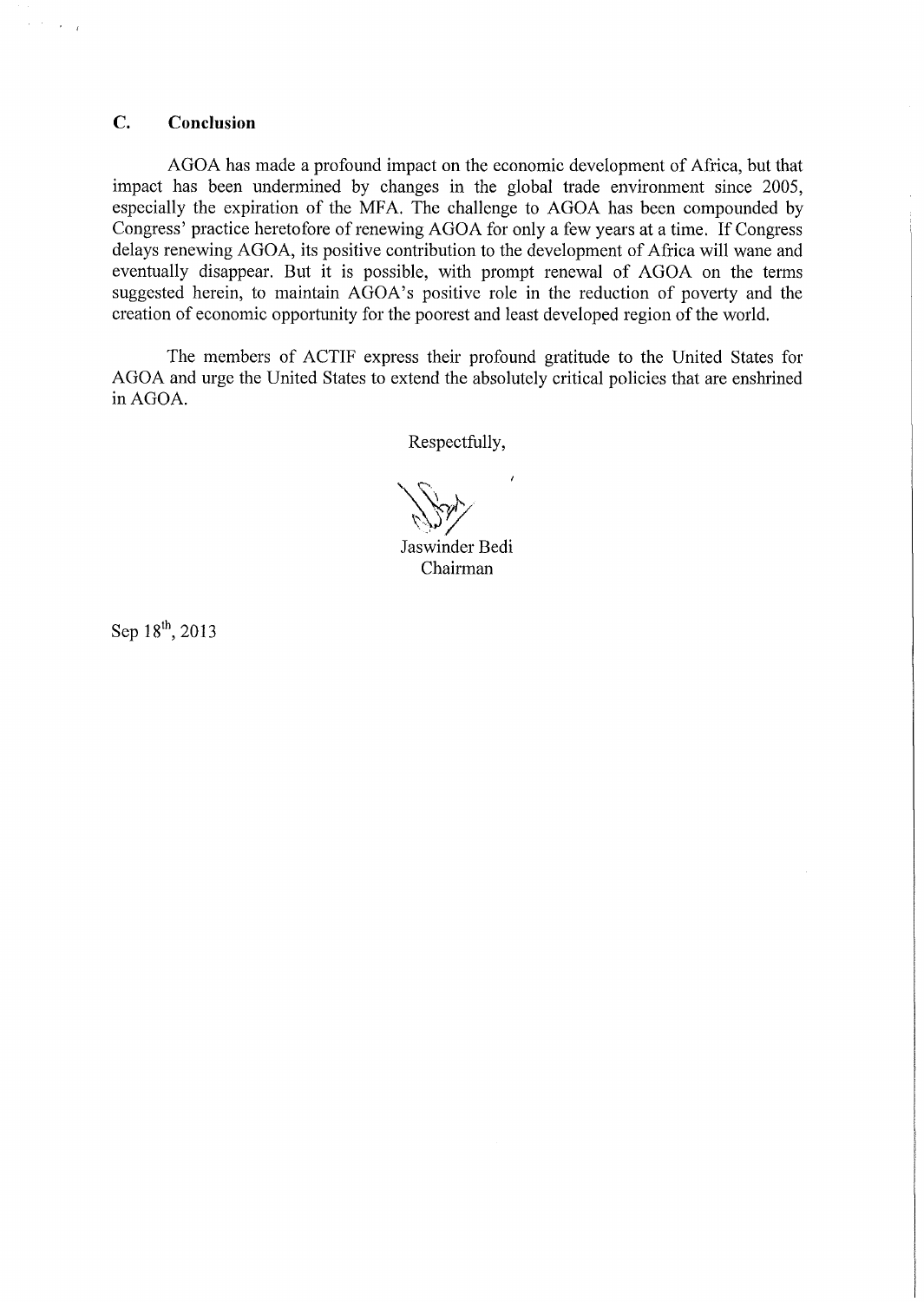## C. Conclusion

AGOA has made a profound impact on the economic development of Africa, but that impact has been undermined by changes in the global trade environment since 2005, especially the expiration of the MFA. The challenge to AGOA has been compounded by Congress' practice heretofore of renewing AGOA for only a few years at a time. If Congress delays renewing AGOA, its positive contribution to the development of Africa will wane and eventually disappear. But it is possible, with prompt renewal of AGOA on the terms suggested herein, to maintain AGOA's positive role in the reduction of poverty and the creation of economic opportunity for the poorest and least developed region of the world.

The members of ACTIF express their profound gratitude to the United States for AGOA and urge the United States to extend the absolutely critical policies that are enshrined in AGOA.

Respectfully,

Jaswinder Bedi
Chairman

Sep 18th, 2013